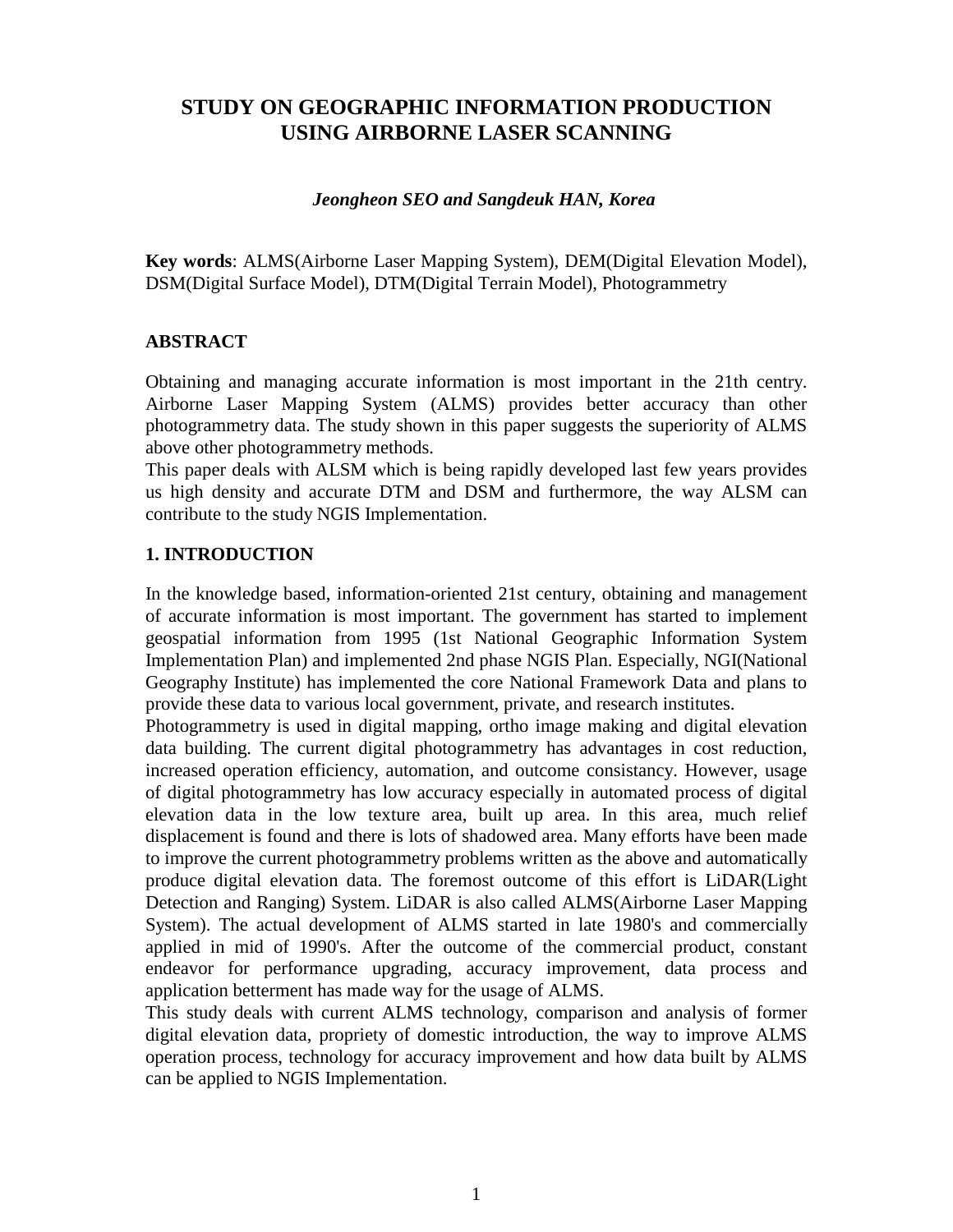# STUDY ON GEOGRAPHIC INFORMATION PRODUCTION USING AIRBORNE LASER SCANNING

***Jeongheon SEO and Sangdeuk HAN, Korea***

**Key words**: ALMS(Airborne Laser Mapping System), DEM(Digital Elevation Model), DSM(Digital Surface Model), DTM(Digital Terrain Model), Photogrammetry

## ABSTRACT

Obtaining and managing accurate information is most important in the 21th centry. Airborne Laser Mapping System (ALMS) provides better accuracy than other photogrammetry data. The study shown in this paper suggests the superiority of ALMS above other photogrammetry methods.
This paper deals with ALSM which is being rapidly developed last few years provides us high density and accurate DTM and DSM and furthermore, the way ALSM can contribute to the study NGIS Implementation.

## 1. INTRODUCTION

In the knowledge based, information-oriented 21st century, obtaining and management of accurate information is most important. The government has started to implement geospatial information from 1995 (1st National Geographic Information System Implementation Plan) and implemented 2nd phase NGIS Plan. Especially, NGI(National Geography Institute) has implemented the core National Framework Data and plans to provide these data to various local government, private, and research institutes.
Photogrammetry is used in digital mapping, ortho image making and digital elevation data building. The current digital photogrammetry has advantages in cost reduction, increased operation efficiency, automation, and outcome consistancy. However, usage of digital photogrammetry has low accuracy especially in automated process of digital elevation data in the low texture area, built up area. In this area, much relief displacement is found and there is lots of shadowed area. Many efforts have been made to improve the current photogrammetry problems written as the above and automatically produce digital elevation data. The foremost outcome of this effort is LiDAR(Light Detection and Ranging) System. LiDAR is also called ALMS(Airborne Laser Mapping System). The actual development of ALMS started in late 1980's and commercially applied in mid of 1990's. After the outcome of the commercial product, constant endeavor for performance upgrading, accuracy improvement, data process and application betterment has made way for the usage of ALMS.
This study deals with current ALMS technology, comparison and analysis of former digital elevation data, propriety of domestic introduction, the way to improve ALMS operation process, technology for accuracy improvement and how data built by ALMS can be applied to NGIS Implementation.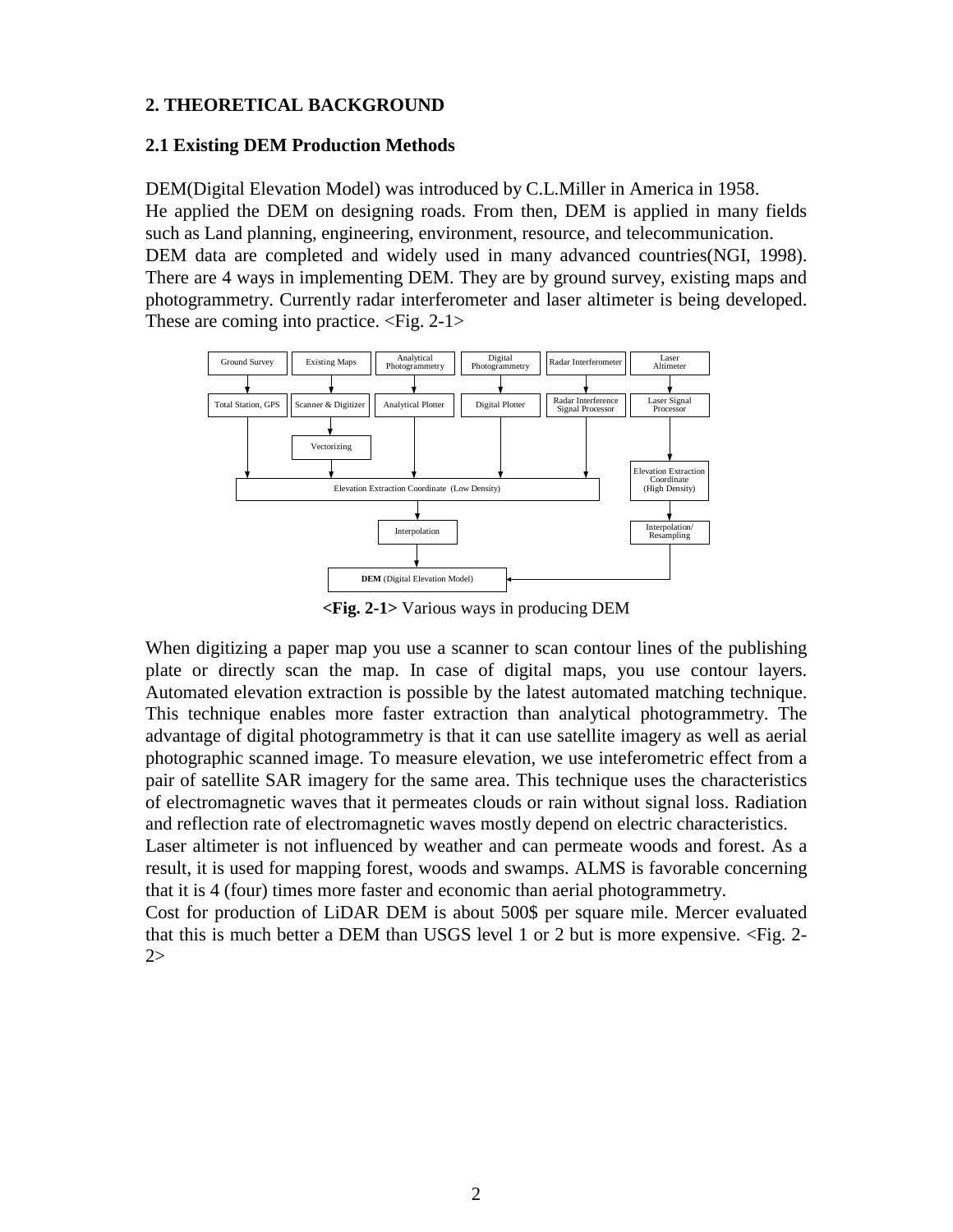## 2. THEORETICAL BACKGROUND

### 2.1 Existing DEM Production Methods

DEM(Digital Elevation Model) was introduced by C.L.Miller in America in 1958.
He applied the DEM on designing roads. From then, DEM is applied in many fields such as Land planning, engineering, environment, resource, and telecommunication.
DEM data are completed and widely used in many advanced countries(NGI, 1998).
There are 4 ways in implementing DEM. They are by ground survey, existing maps and photogrammetry. Currently radar interferometer and laser altimeter is being developed. These are coming into practice. <Fig. 2-1>

**<Fig. 2-1>** Various ways in producing DEM

When digitizing a paper map you use a scanner to scan contour lines of the publishing plate or directly scan the map. In case of digital maps, you use contour layers. Automated elevation extraction is possible by the latest automated matching technique. This technique enables more faster extraction than analytical photogrammetry. The advantage of digital photogrammetry is that it can use satellite imagery as well as aerial photographic scanned image. To measure elevation, we use inteferometric effect from a pair of satellite SAR imagery for the same area. This technique uses the characteristics of electromagnetic waves that it permeates clouds or rain without signal loss. Radiation and reflection rate of electromagnetic waves mostly depend on electric characteristics.
Laser altimeter is not influenced by weather and can permeate woods and forest. As a result, it is used for mapping forest, woods and swamps. ALMS is favorable concerning that it is 4 (four) times more faster and economic than aerial photogrammetry.
Cost for production of LiDAR DEM is about 500$ per square mile. Mercer evaluated that this is much better a DEM than USGS level 1 or 2 but is more expensive. <Fig. 2-2>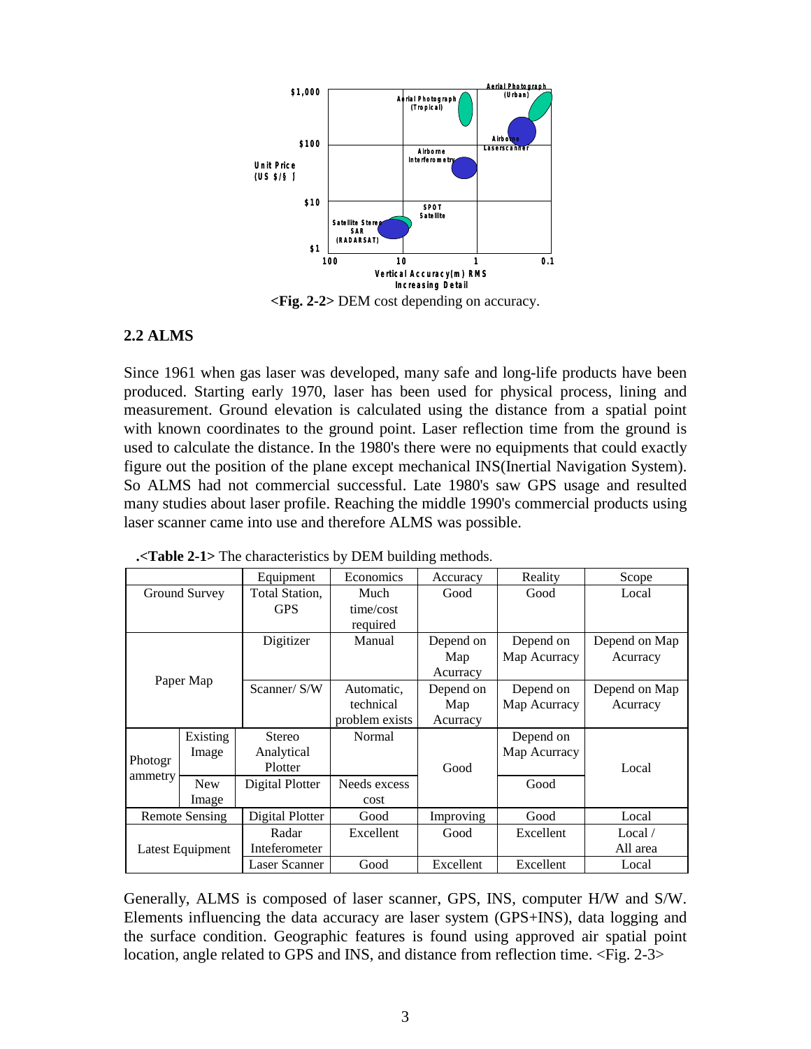**<Fig. 2-2>** DEM cost depending on accuracy.

## 2.2 ALMS

Since 1961 when gas laser was developed, many safe and long-life products have been produced. Starting early 1970, laser has been used for physical process, lining and measurement. Ground elevation is calculated using the distance from a spatial point with known coordinates to the ground point. Laser reflection time from the ground is used to calculate the distance. In the 1980's there were no equipments that could exactly figure out the position of the plane except mechanical INS(Inertial Navigation System). So ALMS had not commercial successful. Late 1980's saw GPS usage and resulted many studies about laser profile. Reaching the middle 1990's commercial products using laser scanner came into use and therefore ALMS was possible.

**.<Table 2-1>** The characteristics by DEM building methods.

| | | Equipment | Economics | Accuracy | Reality | Scope |
|---|---|---|---|---|---|---|
| Ground Survey | | Total Station, GPS | Much time/cost required | Good | Good | Local |
| Paper Map | | Digitizer | Manual | Depend on Map Acurracy | Depend on Map Acurracy | Depend on Map Acurracy |
| | | Scanner/ S/W | Automatic, technical problem exists | Depend on Map Acurracy | Depend on Map Acurracy | Depend on Map Acurracy |
| Photogrammetry | Existing Image | Stereo Analytical Plotter | Normal | Good | Depend on Map Acurracy | Local |
| | New Image | Digital Plotter | Needs excess cost | | Good | |
| Remote Sensing | | Digital Plotter | Good | Improving | Good | Local |
| Latest Equipment | | Radar Inteferometer | Excellent | Good | Excellent | Local / All area |
| | | Laser Scanner | Good | Excellent | Excellent | Local |

Generally, ALMS is composed of laser scanner, GPS, INS, computer H/W and S/W. Elements influencing the data accuracy are laser system (GPS+INS), data logging and the surface condition. Geographic features is found using approved air spatial point location, angle related to GPS and INS, and distance from reflection time. <Fig. 2-3>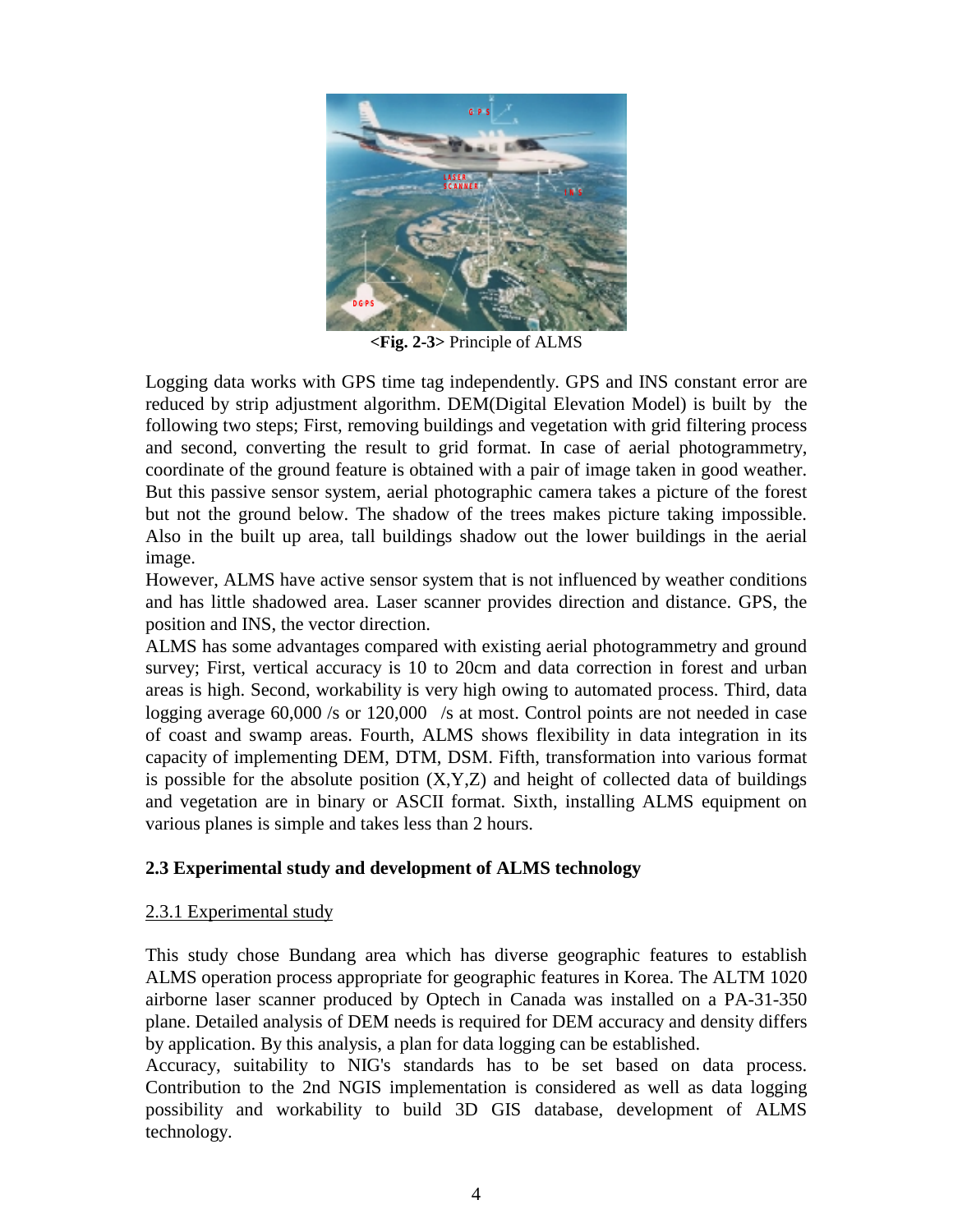**<Fig. 2-3>** Principle of ALMS

Logging data works with GPS time tag independently. GPS and INS constant error are reduced by strip adjustment algorithm. DEM(Digital Elevation Model) is built by the following two steps; First, removing buildings and vegetation with grid filtering process and second, converting the result to grid format. In case of aerial photogrammetry, coordinate of the ground feature is obtained with a pair of image taken in good weather. But this passive sensor system, aerial photographic camera takes a picture of the forest but not the ground below. The shadow of the trees makes picture taking impossible. Also in the built up area, tall buildings shadow out the lower buildings in the aerial image.

However, ALMS have active sensor system that is not influenced by weather conditions and has little shadowed area. Laser scanner provides direction and distance. GPS, the position and INS, the vector direction.

ALMS has some advantages compared with existing aerial photogrammetry and ground survey; First, vertical accuracy is 10 to 20cm and data correction in forest and urban areas is high. Second, workability is very high owing to automated process. Third, data logging average 60,000 /s or 120,000 /s at most. Control points are not needed in case of coast and swamp areas. Fourth, ALMS shows flexibility in data integration in its capacity of implementing DEM, DTM, DSM. Fifth, transformation into various format is possible for the absolute position (X,Y,Z) and height of collected data of buildings and vegetation are in binary or ASCII format. Sixth, installing ALMS equipment on various planes is simple and takes less than 2 hours.

### 2.3 Experimental study and development of ALMS technology

#### 2.3.1 Experimental study

This study chose Bundang area which has diverse geographic features to establish ALMS operation process appropriate for geographic features in Korea. The ALTM 1020 airborne laser scanner produced by Optech in Canada was installed on a PA-31-350 plane. Detailed analysis of DEM needs is required for DEM accuracy and density differs by application. By this analysis, a plan for data logging can be established.

Accuracy, suitability to NIG's standards has to be set based on data process. Contribution to the 2nd NGIS implementation is considered as well as data logging possibility and workability to build 3D GIS database, development of ALMS technology.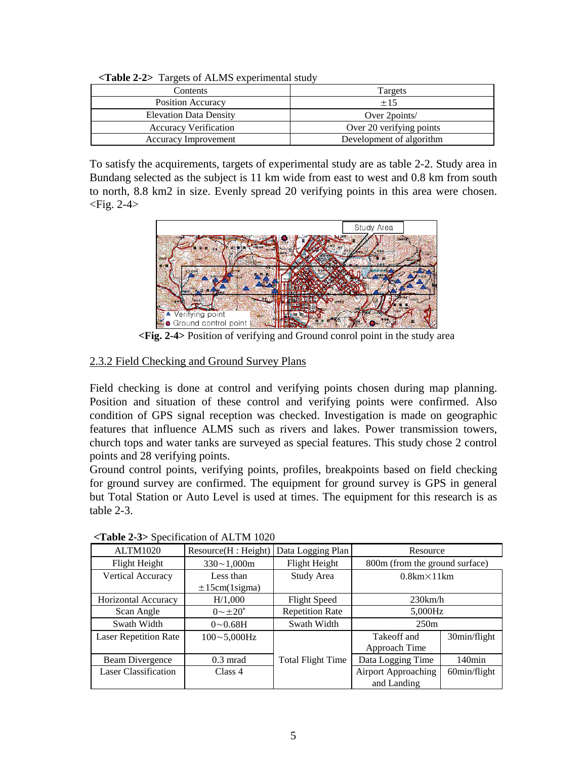**<Table 2-2>** Targets of ALMS experimental study

| Contents | Targets |
|---|---|
| Position Accuracy | ±15 |
| Elevation Data Density | Over 2points/ |
| Accuracy Verification | Over 20 verifying points |
| Accuracy Improvement | Development of algorithm |

To satisfy the acquirements, targets of experimental study are as table 2-2. Study area in Bundang selected as the subject is 11 km wide from east to west and 0.8 km from south to north, 8.8 km2 in size. Evenly spread 20 verifying points in this area were chosen. <Fig. 2-4>

**<Fig. 2-4>** Position of verifying and Ground conrol point in the study area

## 2.3.2 Field Checking and Ground Survey Plans

Field checking is done at control and verifying points chosen during map planning. Position and situation of these control and verifying points were confirmed. Also condition of GPS signal reception was checked. Investigation is made on geographic features that influence ALMS such as rivers and lakes. Power transmission towers, church tops and water tanks are surveyed as special features. This study chose 2 control points and 28 verifying points.

Ground control points, verifying points, profiles, breakpoints based on field checking for ground survey are confirmed. The equipment for ground survey is GPS in general but Total Station or Auto Level is used at times. The equipment for this research is as table 2-3.

**<Table 2-3>** Specification of ALTM 1020

| ALTM1020 | Resource(H : Height) | Data Logging Plan | Resource | |
|---|---|---|---|---|
| Flight Height | 330～1,000m | Flight Height | 800m (from the ground surface) | |
| Vertical Accuracy | Less than ±15cm(1sigma) | Study Area | 0.8km×11km | |
| Horizontal Accuracy | H/1,000 | Flight Speed | 230km/h | |
| Scan Angle | 0～±20˚ | Repetition Rate | 5,000Hz | |
| Swath Width | 0～0.68H | Swath Width | 250m | |
| Laser Repetition Rate | 100～5,000Hz | Total Flight Time | Takeoff and Approach Time | 30min/flight |
| Beam Divergence | 0.3 mrad | | Data Logging Time | 140min |
| Laser Classification | Class 4 | | Airport Approaching and Landing | 60min/flight |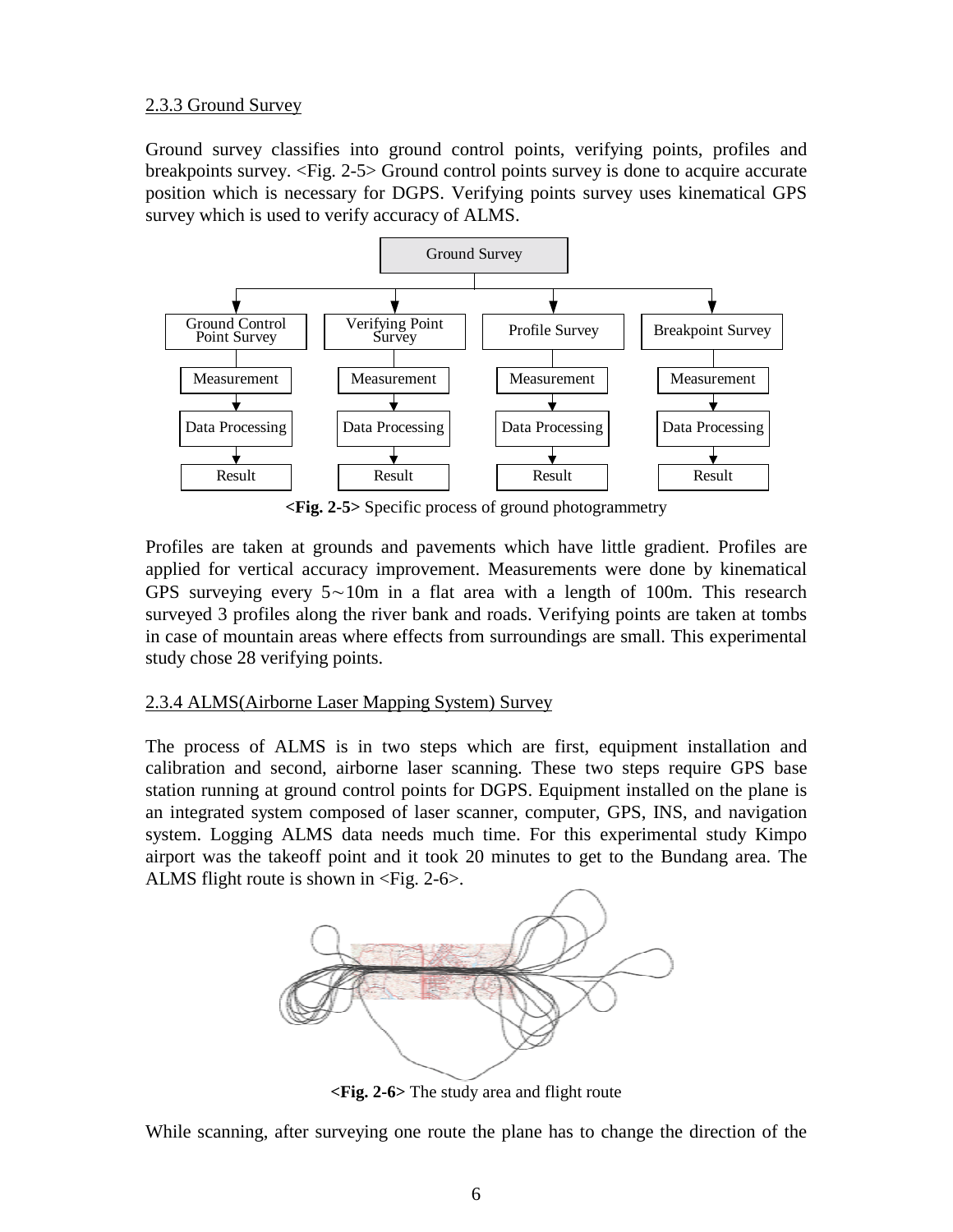### 2.3.3 Ground Survey

Ground survey classifies into ground control points, verifying points, profiles and breakpoints survey. <Fig. 2-5> Ground control points survey is done to acquire accurate position which is necessary for DGPS. Verifying points survey uses kinematical GPS survey which is used to verify accuracy of ALMS.

**<Fig. 2-5>** Specific process of ground photogrammetry

Profiles are taken at grounds and pavements which have little gradient. Profiles are applied for vertical accuracy improvement. Measurements were done by kinematical GPS surveying every 5～10m in a flat area with a length of 100m. This research surveyed 3 profiles along the river bank and roads. Verifying points are taken at tombs in case of mountain areas where effects from surroundings are small. This experimental study chose 28 verifying points.

### 2.3.4 ALMS(Airborne Laser Mapping System) Survey

The process of ALMS is in two steps which are first, equipment installation and calibration and second, airborne laser scanning. These two steps require GPS base station running at ground control points for DGPS. Equipment installed on the plane is an integrated system composed of laser scanner, computer, GPS, INS, and navigation system. Logging ALMS data needs much time. For this experimental study Kimpo airport was the takeoff point and it took 20 minutes to get to the Bundang area. The ALMS flight route is shown in <Fig. 2-6>.

**<Fig. 2-6>** The study area and flight route

While scanning, after surveying one route the plane has to change the direction of the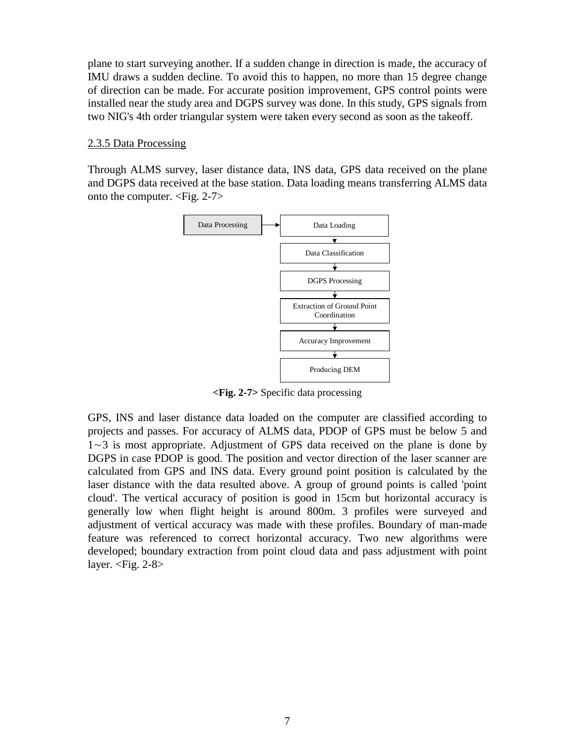plane to start surveying another. If a sudden change in direction is made, the accuracy of IMU draws a sudden decline. To avoid this to happen, no more than 15 degree change of direction can be made. For accurate position improvement, GPS control points were installed near the study area and DGPS survey was done. In this study, GPS signals from two NIG's 4th order triangular system were taken every second as soon as the takeoff.

### 2.3.5 Data Processing

Through ALMS survey, laser distance data, INS data, GPS data received on the plane and DGPS data received at the base station. Data loading means transferring ALMS data onto the computer. <Fig. 2-7>

Data Processing → Data Loading → Data Classification → DGPS Processing → Extraction of Ground Point Coordination → Accuracy Improvement → Producing DEM

**<Fig. 2-7>** Specific data processing

GPS, INS and laser distance data loaded on the computer are classified according to projects and passes. For accuracy of ALMS data, PDOP of GPS must be below 5 and 1∼3 is most appropriate. Adjustment of GPS data received on the plane is done by DGPS in case PDOP is good. The position and vector direction of the laser scanner are calculated from GPS and INS data. Every ground point position is calculated by the laser distance with the data resulted above. A group of ground points is called 'point cloud'. The vertical accuracy of position is good in 15cm but horizontal accuracy is generally low when flight height is around 800m. 3 profiles were surveyed and adjustment of vertical accuracy was made with these profiles. Boundary of man-made feature was referenced to correct horizontal accuracy. Two new algorithms were developed; boundary extraction from point cloud data and pass adjustment with point layer. <Fig. 2-8>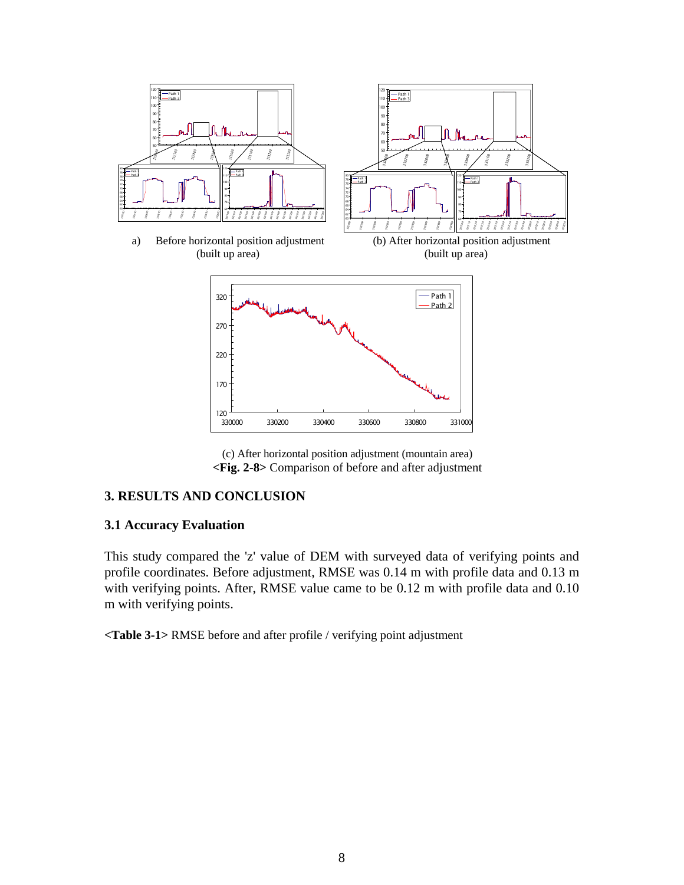a) Before horizontal position adjustment (built up area)

(b) After horizontal position adjustment (built up area)

(c) After horizontal position adjustment (mountain area)

**<Fig. 2-8>** Comparison of before and after adjustment

## 3. RESULTS AND CONCLUSION

### 3.1 Accuracy Evaluation

This study compared the 'z' value of DEM with surveyed data of verifying points and profile coordinates. Before adjustment, RMSE was 0.14 m with profile data and 0.13 m with verifying points. After, RMSE value came to be 0.12 m with profile data and 0.10 m with verifying points.

**<Table 3-1>** RMSE before and after profile / verifying point adjustment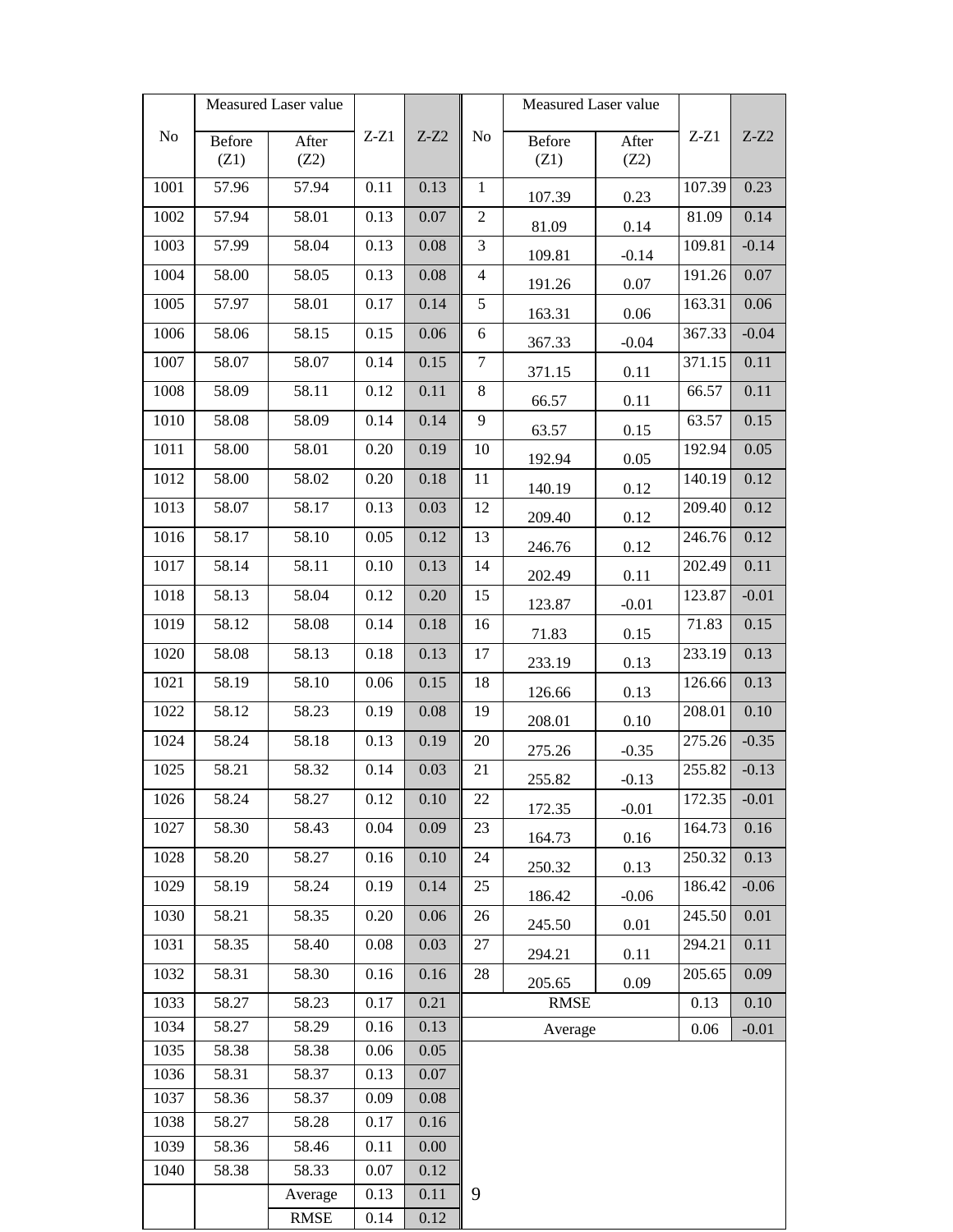| No | Measured Laser value | | Z-Z1 | Z-Z2 |
|---|---|---|---|---|
| | Before (Z1) | After (Z2) | | |
| 1001 | 57.96 | 57.94 | 0.11 | 0.13 |
| 1002 | 57.94 | 58.01 | 0.13 | 0.07 |
| 1003 | 57.99 | 58.04 | 0.13 | 0.08 |
| 1004 | 58.00 | 58.05 | 0.13 | 0.08 |
| 1005 | 57.97 | 58.01 | 0.17 | 0.14 |
| 1006 | 58.06 | 58.15 | 0.15 | 0.06 |
| 1007 | 58.07 | 58.07 | 0.14 | 0.15 |
| 1008 | 58.09 | 58.11 | 0.12 | 0.11 |
| 1010 | 58.08 | 58.09 | 0.14 | 0.14 |
| 1011 | 58.00 | 58.01 | 0.20 | 0.19 |
| 1012 | 58.00 | 58.02 | 0.20 | 0.18 |
| 1013 | 58.07 | 58.17 | 0.13 | 0.03 |
| 1016 | 58.17 | 58.10 | 0.05 | 0.12 |
| 1017 | 58.14 | 58.11 | 0.10 | 0.13 |
| 1018 | 58.13 | 58.04 | 0.12 | 0.20 |
| 1019 | 58.12 | 58.08 | 0.14 | 0.18 |
| 1020 | 58.08 | 58.13 | 0.18 | 0.13 |
| 1021 | 58.19 | 58.10 | 0.06 | 0.15 |
| 1022 | 58.12 | 58.23 | 0.19 | 0.08 |
| 1024 | 58.24 | 58.18 | 0.13 | 0.19 |
| 1025 | 58.21 | 58.32 | 0.14 | 0.03 |
| 1026 | 58.24 | 58.27 | 0.12 | 0.10 |
| 1027 | 58.30 | 58.43 | 0.04 | 0.09 |
| 1028 | 58.20 | 58.27 | 0.16 | 0.10 |
| 1029 | 58.19 | 58.24 | 0.19 | 0.14 |
| 1030 | 58.21 | 58.35 | 0.20 | 0.06 |
| 1031 | 58.35 | 58.40 | 0.08 | 0.03 |
| 1032 | 58.31 | 58.30 | 0.16 | 0.16 |
| 1033 | 58.27 | 58.23 | 0.17 | 0.21 |
| 1034 | 58.27 | 58.29 | 0.16 | 0.13 |
| 1035 | 58.38 | 58.38 | 0.06 | 0.05 |
| 1036 | 58.31 | 58.37 | 0.13 | 0.07 |
| 1037 | 58.36 | 58.37 | 0.09 | 0.08 |
| 1038 | 58.27 | 58.28 | 0.17 | 0.16 |
| 1039 | 58.36 | 58.46 | 0.11 | 0.00 |
| 1040 | 58.38 | 58.33 | 0.07 | 0.12 |
| | | Average | 0.13 | 0.11 |
| | | RMSE | 0.14 | 0.12 |

| No | Measured Laser value | | Z-Z1 | Z-Z2 |
|---|---|---|---|---|
| | Before (Z1) | After (Z2) | | |
| 1 | 107.39 | 0.23 | 107.39 | 0.23 |
| 2 | 81.09 | 0.14 | 81.09 | 0.14 |
| 3 | 109.81 | -0.14 | 109.81 | -0.14 |
| 4 | 191.26 | 0.07 | 191.26 | 0.07 |
| 5 | 163.31 | 0.06 | 163.31 | 0.06 |
| 6 | 367.33 | -0.04 | 367.33 | -0.04 |
| 7 | 371.15 | 0.11 | 371.15 | 0.11 |
| 8 | 66.57 | 0.11 | 66.57 | 0.11 |
| 9 | 63.57 | 0.15 | 63.57 | 0.15 |
| 10 | 192.94 | 0.05 | 192.94 | 0.05 |
| 11 | 140.19 | 0.12 | 140.19 | 0.12 |
| 12 | 209.40 | 0.12 | 209.40 | 0.12 |
| 13 | 246.76 | 0.12 | 246.76 | 0.12 |
| 14 | 202.49 | 0.11 | 202.49 | 0.11 |
| 15 | 123.87 | -0.01 | 123.87 | -0.01 |
| 16 | 71.83 | 0.15 | 71.83 | 0.15 |
| 17 | 233.19 | 0.13 | 233.19 | 0.13 |
| 18 | 126.66 | 0.13 | 126.66 | 0.13 |
| 19 | 208.01 | 0.10 | 208.01 | 0.10 |
| 20 | 275.26 | -0.35 | 275.26 | -0.35 |
| 21 | 255.82 | -0.13 | 255.82 | -0.13 |
| 22 | 172.35 | -0.01 | 172.35 | -0.01 |
| 23 | 164.73 | 0.16 | 164.73 | 0.16 |
| 24 | 250.32 | 0.13 | 250.32 | 0.13 |
| 25 | 186.42 | -0.06 | 186.42 | -0.06 |
| 26 | 245.50 | 0.01 | 245.50 | 0.01 |
| 27 | 294.21 | 0.11 | 294.21 | 0.11 |
| 28 | 205.65 | 0.09 | 205.65 | 0.09 |
| RMSE | | | 0.13 | 0.10 |
| Average | | | 0.06 | -0.01 |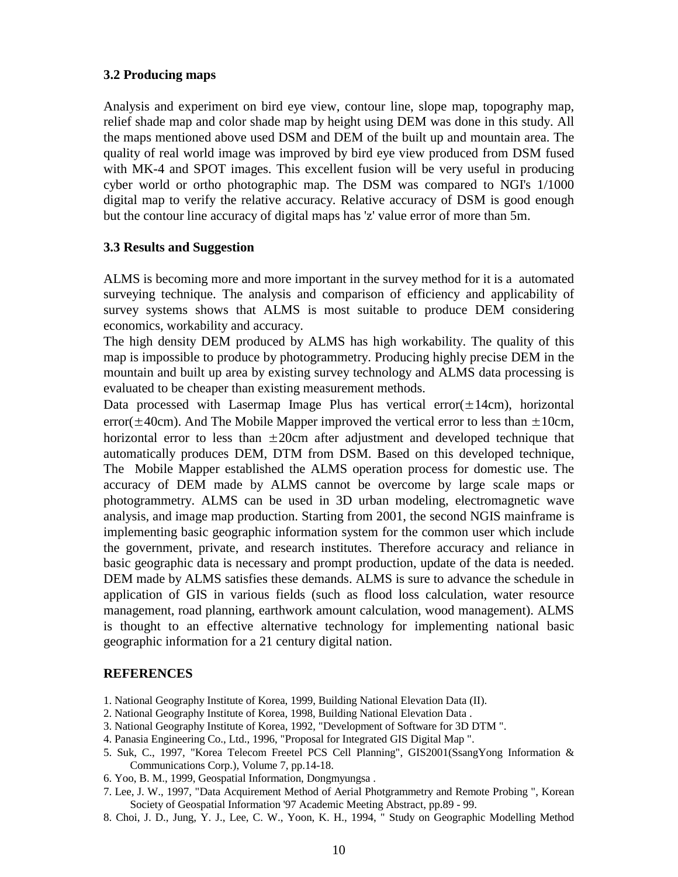### 3.2 Producing maps

Analysis and experiment on bird eye view, contour line, slope map, topography map, relief shade map and color shade map by height using DEM was done in this study. All the maps mentioned above used DSM and DEM of the built up and mountain area. The quality of real world image was improved by bird eye view produced from DSM fused with MK-4 and SPOT images. This excellent fusion will be very useful in producing cyber world or ortho photographic map. The DSM was compared to NGI's 1/1000 digital map to verify the relative accuracy. Relative accuracy of DSM is good enough but the contour line accuracy of digital maps has 'z' value error of more than 5m.

### 3.3 Results and Suggestion

ALMS is becoming more and more important in the survey method for it is a automated surveying technique. The analysis and comparison of efficiency and applicability of survey systems shows that ALMS is most suitable to produce DEM considering economics, workability and accuracy.

The high density DEM produced by ALMS has high workability. The quality of this map is impossible to produce by photogrammetry. Producing highly precise DEM in the mountain and built up area by existing survey technology and ALMS data processing is evaluated to be cheaper than existing measurement methods.

Data processed with Lasermap Image Plus has vertical error($\pm$14cm), horizontal error($\pm$40cm). And The Mobile Mapper improved the vertical error to less than $\pm$10cm, horizontal error to less than $\pm$20cm after adjustment and developed technique that automatically produces DEM, DTM from DSM. Based on this developed technique, The Mobile Mapper established the ALMS operation process for domestic use. The accuracy of DEM made by ALMS cannot be overcome by large scale maps or photogrammetry. ALMS can be used in 3D urban modeling, electromagnetic wave analysis, and image map production. Starting from 2001, the second NGIS mainframe is implementing basic geographic information system for the common user which include the government, private, and research institutes. Therefore accuracy and reliance in basic geographic data is necessary and prompt production, update of the data is needed. DEM made by ALMS satisfies these demands. ALMS is sure to advance the schedule in application of GIS in various fields (such as flood loss calculation, water resource management, road planning, earthwork amount calculation, wood management). ALMS is thought to an effective alternative technology for implementing national basic geographic information for a 21 century digital nation.

## REFERENCES

1. National Geography Institute of Korea, 1999, Building National Elevation Data (II).
2. National Geography Institute of Korea, 1998, Building National Elevation Data .
3. National Geography Institute of Korea, 1992, "Development of Software for 3D DTM ".
4. Panasia Engineering Co., Ltd., 1996, "Proposal for Integrated GIS Digital Map ".
5. Suk, C., 1997, "Korea Telecom Freetel PCS Cell Planning", GIS2001(SsangYong Information & Communications Corp.), Volume 7, pp.14-18.
6. Yoo, B. M., 1999, Geospatial Information, Dongmyungsa .
7. Lee, J. W., 1997, "Data Acquirement Method of Aerial Photgrammetry and Remote Probing ", Korean Society of Geospatial Information '97 Academic Meeting Abstract, pp.89 - 99.
8. Choi, J. D., Jung, Y. J., Lee, C. W., Yoon, K. H., 1994, " Study on Geographic Modelling Method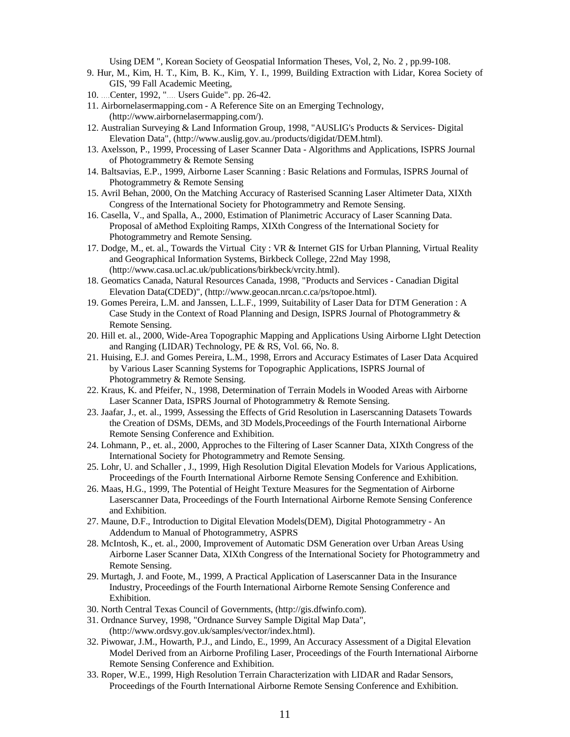Using DEM ", Korean Society of Geospatial Information Theses, Vol, 2, No. 2 , pp.99-108.

9. Hur, M., Kim, H. T., Kim, B. K., Kim, Y. I., 1999, Building Extraction with Lidar, Korea Society of GIS, '99 Fall Academic Meeting,
10. ....Center, 1992, ".... Users Guide". pp. 26-42.
11. Airbornelasermapping.com - A Reference Site on an Emerging Technology, (http://www.airbornelasermapping.com/).
12. Australian Surveying & Land Information Group, 1998, "AUSLIG's Products & Services- Digital Elevation Data", (http://www.auslig.gov.au./products/digidat/DEM.html).
13. Axelsson, P., 1999, Processing of Laser Scanner Data - Algorithms and Applications, ISPRS Journal of Photogrammetry & Remote Sensing
14. Baltsavias, E.P., 1999, Airborne Laser Scanning : Basic Relations and Formulas, ISPRS Journal of Photogrammetry & Remote Sensing
15. Avril Behan, 2000, On the Matching Accuracy of Rasterised Scanning Laser Altimeter Data, XIXth Congress of the International Society for Photogrammetry and Remote Sensing.
16. Casella, V., and Spalla, A., 2000, Estimation of Planimetric Accuracy of Laser Scanning Data. Proposal of aMethod Exploiting Ramps, XIXth Congress of the International Society for Photogrammetry and Remote Sensing.
17. Dodge, M., et. al., Towards the Virtual City : VR & Internet GIS for Urban Planning, Virtual Reality and Geographical Information Systems, Birkbeck College, 22nd May 1998, (http://www.casa.ucl.ac.uk/publications/birkbeck/vrcity.html).
18. Geomatics Canada, Natural Resources Canada, 1998, "Products and Services - Canadian Digital Elevation Data(CDED)", (http://www.geocan.nrcan.c.ca/ps/topoe.html).
19. Gomes Pereira, L.M. and Janssen, L.L.F., 1999, Suitability of Laser Data for DTM Generation : A Case Study in the Context of Road Planning and Design, ISPRS Journal of Photogrammetry & Remote Sensing.
20. Hill et. al., 2000, Wide-Area Topographic Mapping and Applications Using Airborne LIght Detection and Ranging (LIDAR) Technology, PE & RS, Vol. 66, No. 8.
21. Huising, E.J. and Gomes Pereira, L.M., 1998, Errors and Accuracy Estimates of Laser Data Acquired by Various Laser Scanning Systems for Topographic Applications, ISPRS Journal of Photogrammetry & Remote Sensing.
22. Kraus, K. and Pfeifer, N., 1998, Determination of Terrain Models in Wooded Areas with Airborne Laser Scanner Data, ISPRS Journal of Photogrammetry & Remote Sensing.
23. Jaafar, J., et. al., 1999, Assessing the Effects of Grid Resolution in Laserscanning Datasets Towards the Creation of DSMs, DEMs, and 3D Models,Proceedings of the Fourth International Airborne Remote Sensing Conference and Exhibition.
24. Lohmann, P., et. al., 2000, Approches to the Filtering of Laser Scanner Data, XIXth Congress of the International Society for Photogrammetry and Remote Sensing.
25. Lohr, U. and Schaller , J., 1999, High Resolution Digital Elevation Models for Various Applications, Proceedings of the Fourth International Airborne Remote Sensing Conference and Exhibition.
26. Maas, H.G., 1999, The Potential of Height Texture Measures for the Segmentation of Airborne Laserscanner Data, Proceedings of the Fourth International Airborne Remote Sensing Conference and Exhibition.
27. Maune, D.F., Introduction to Digital Elevation Models(DEM), Digital Photogrammetry - An Addendum to Manual of Photogrammetry, ASPRS
28. McIntosh, K., et. al., 2000, Improvement of Automatic DSM Generation over Urban Areas Using Airborne Laser Scanner Data, XIXth Congress of the International Society for Photogrammetry and Remote Sensing.
29. Murtagh, J. and Foote, M., 1999, A Practical Application of Laserscanner Data in the Insurance Industry, Proceedings of the Fourth International Airborne Remote Sensing Conference and Exhibition.
30. North Central Texas Council of Governments, (http://gis.dfwinfo.com).
31. Ordnance Survey, 1998, "Ordnance Survey Sample Digital Map Data", (http://www.ordsvy.gov.uk/samples/vector/index.html).
32. Piwowar, J.M., Howarth, P.J., and Lindo, E., 1999, An Accuracy Assessment of a Digital Elevation Model Derived from an Airborne Profiling Laser, Proceedings of the Fourth International Airborne Remote Sensing Conference and Exhibition.
33. Roper, W.E., 1999, High Resolution Terrain Characterization with LIDAR and Radar Sensors, Proceedings of the Fourth International Airborne Remote Sensing Conference and Exhibition.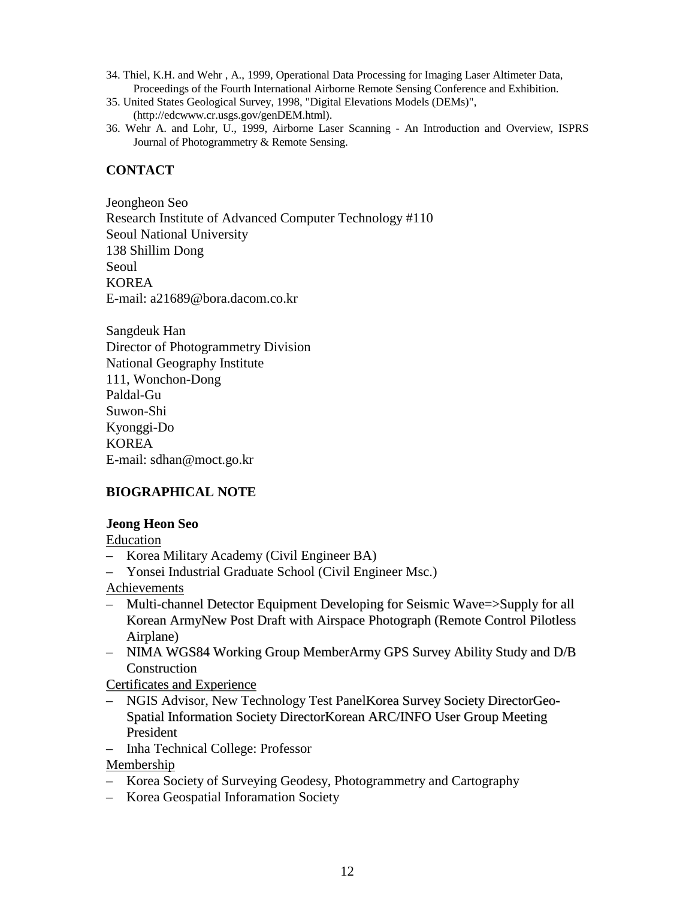34. Thiel, K.H. and Wehr , A., 1999, Operational Data Processing for Imaging Laser Altimeter Data, Proceedings of the Fourth International Airborne Remote Sensing Conference and Exhibition.
35. United States Geological Survey, 1998, "Digital Elevations Models (DEMs)", (http://edcwww.cr.usgs.gov/genDEM.html).
36. Wehr A. and Lohr, U., 1999, Airborne Laser Scanning - An Introduction and Overview, ISPRS Journal of Photogrammetry & Remote Sensing.

## CONTACT

Jeongheon Seo
Research Institute of Advanced Computer Technology #110
Seoul National University
138 Shillim Dong
Seoul
KOREA
E-mail: a21689@bora.dacom.co.kr

Sangdeuk Han
Director of Photogrammetry Division
National Geography Institute
111, Wonchon-Dong
Paldal-Gu
Suwon-Shi
Kyonggi-Do
KOREA
E-mail: sdhan@moct.go.kr

## BIOGRAPHICAL NOTE

**Jeong Heon Seo**

Education

- Korea Military Academy (Civil Engineer BA)
- Yonsei Industrial Graduate School (Civil Engineer Msc.)

Achievements

- Multi-channel Detector Equipment Developing for Seismic Wave=>Supply for all Korean ArmyNew Post Draft with Airspace Photograph (Remote Control Pilotless Airplane)
- NIMA WGS84 Working Group MemberArmy GPS Survey Ability Study and D/B Construction

Certificates and Experience

- NGIS Advisor, New Technology Test PanelKorea Survey Society DirectorGeo-Spatial Information Society DirectorKorean ARC/INFO User Group Meeting President
- Inha Technical College: Professor

Membership

- Korea Society of Surveying Geodesy, Photogrammetry and Cartography
- Korea Geospatial Inforamation Society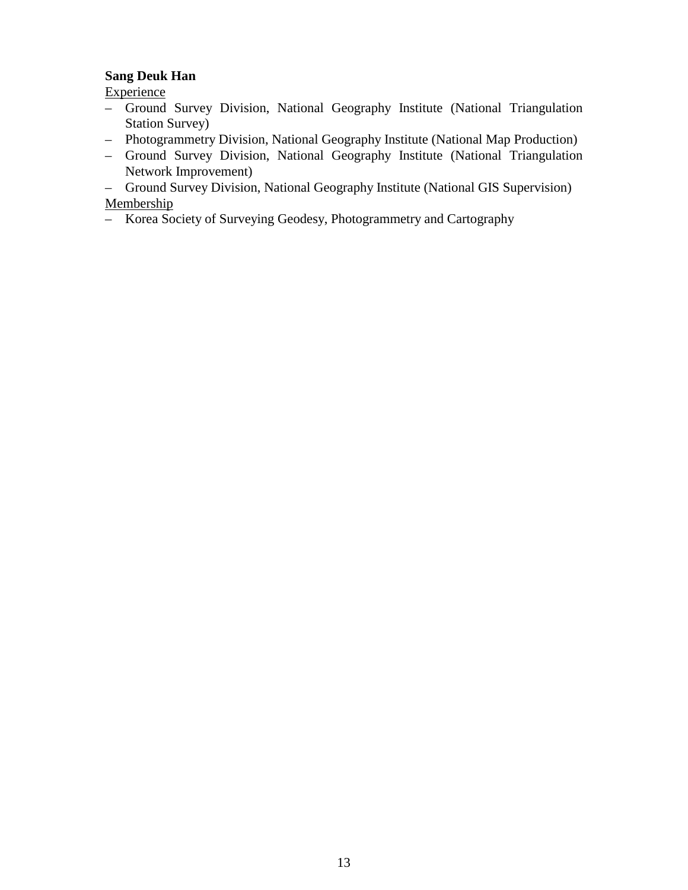**Sang Deuk Han**

Experience

- Ground Survey Division, National Geography Institute (National Triangulation Station Survey)
- Photogrammetry Division, National Geography Institute (National Map Production)
- Ground Survey Division, National Geography Institute (National Triangulation Network Improvement)
- Ground Survey Division, National Geography Institute (National GIS Supervision)

Membership

- Korea Society of Surveying Geodesy, Photogrammetry and Cartography